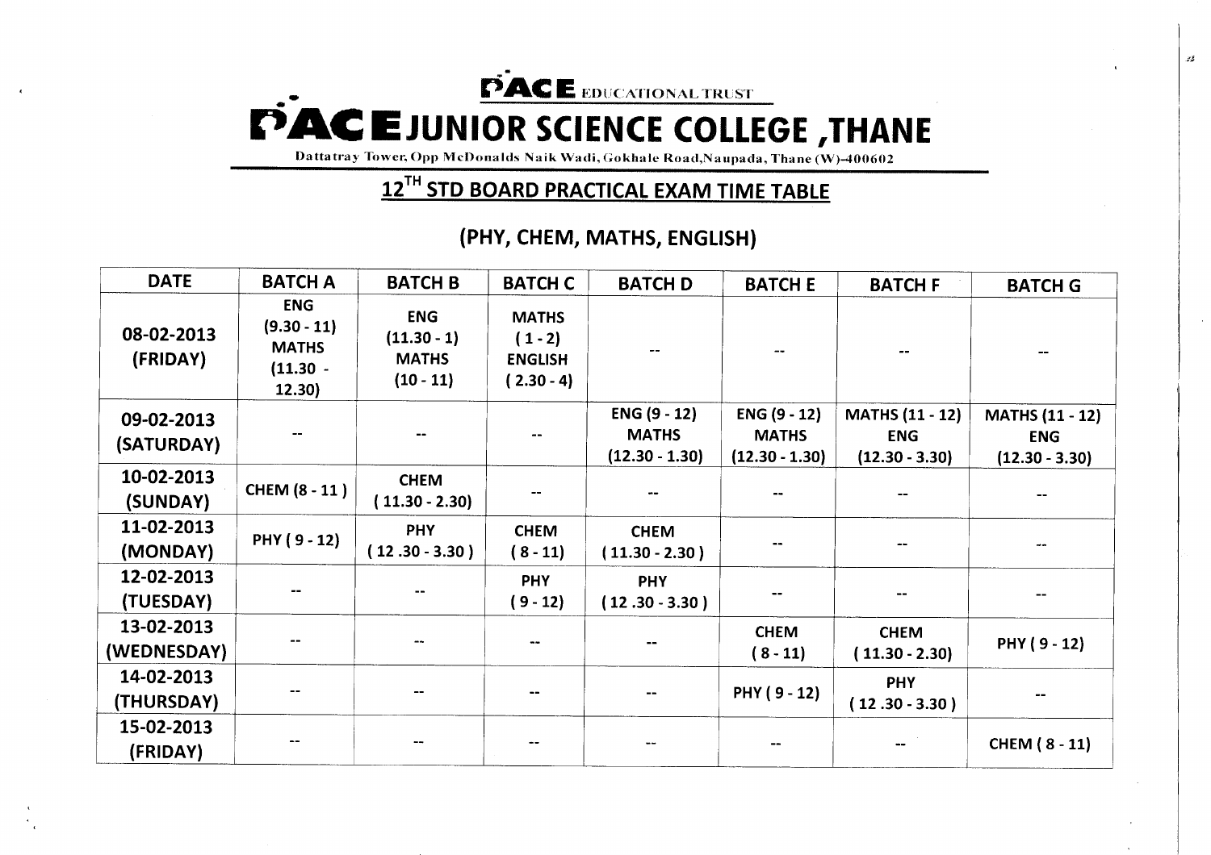PACE EDUCATIONAL TRUST

# PACE JUNIOR SCIENCE COLLEGE ,THANE

Dattatray Tower, Opp McDonalds Naik Wadi, Gokhale Road,Naupada, Thane (W)-400602

## 12TH STD BOARD PRACTICAL EXAM TIME TABLE

### (PHY, CHEM, MATHS, ENGLISH)

| DATE | BATCH A | BATCH B | BATCH C | BATCH D | BATCH E | BATCH F | BATCH G |
|---|---|---|---|---|---|---|---|
| 08-02-2013 (FRIDAY) | ENG (9.30 - 11) MATHS (11.30 - 12.30) | ENG (11.30 - 1) MATHS (10 - 11) | MATHS ( 1 - 2) ENGLISH ( 2.30 - 4) | -- | -- | -- | -- |
| 09-02-2013 (SATURDAY) | -- | -- | -- | ENG (9 - 12) MATHS (12.30 - 1.30) | ENG (9 - 12) MATHS (12.30 - 1.30) | MATHS (11 - 12) ENG (12.30 - 3.30) | MATHS (11 - 12) ENG (12.30 - 3.30) |
| 10-02-2013 (SUNDAY) | CHEM (8 - 11 ) | CHEM ( 11.30 - 2.30) | -- | -- | -- | -- | -- |
| 11-02-2013 (MONDAY) | PHY ( 9 - 12) | PHY ( 12 .30 - 3.30 ) | CHEM ( 8 - 11) | CHEM ( 11.30 - 2.30 ) | -- | -- | -- |
| 12-02-2013 (TUESDAY) | -- | -- | PHY ( 9 - 12) | PHY ( 12 .30 - 3.30 ) | -- | -- | -- |
| 13-02-2013 (WEDNESDAY) | -- | -- | -- | -- | CHEM ( 8 - 11) | CHEM ( 11.30 - 2.30) | PHY ( 9 - 12) |
| 14-02-2013 (THURSDAY) | -- | -- | -- | -- | PHY ( 9 - 12) | PHY ( 12 .30 - 3.30 ) | -- |
| 15-02-2013 (FRIDAY) | -- | -- | -- | -- | -- | -- | CHEM ( 8 - 11) |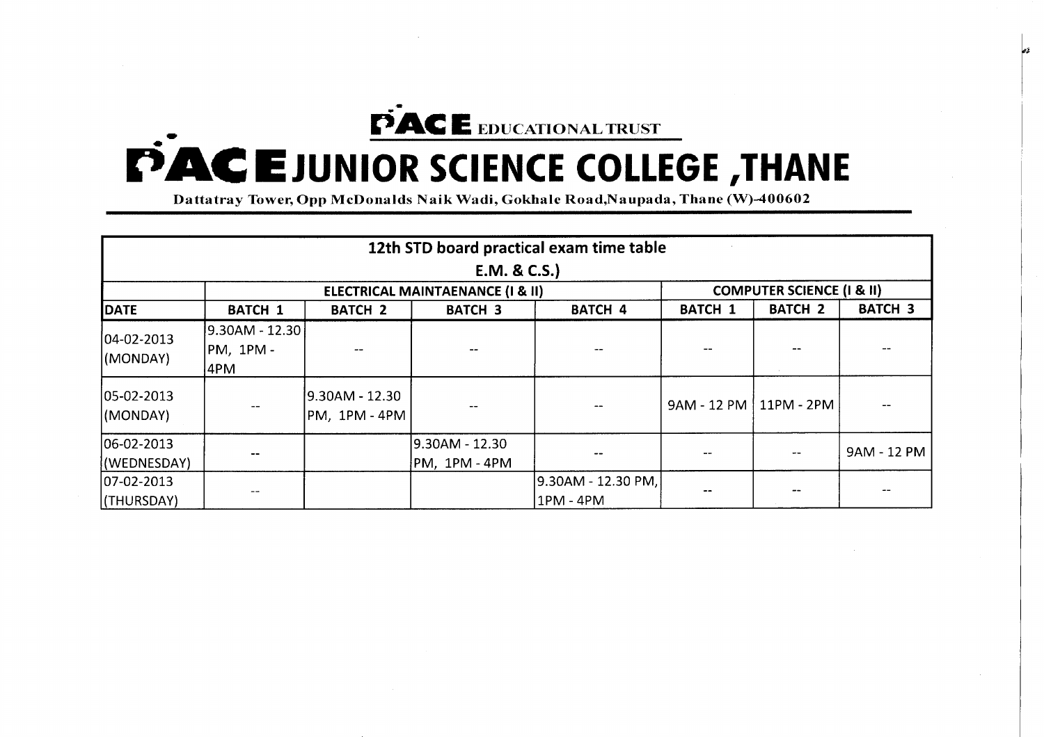**PACE EDUCATIONAL TRUST**

# PACE JUNIOR SCIENCE COLLEGE ,THANE

**Dattatray Tower, Opp McDonalds Naik Wadi, Gokhale Road,Naupada, Thane (W)-400602**

| 12th STD board practical exam time table E.M. & C.S.) | | | | | | | |
|---|---|---|---|---|---|---|---|
| | ELECTRICAL MAINTAENANCE (I & II) | | | | COMPUTER SCIENCE (I & II) | | |
| DATE | BATCH 1 | BATCH 2 | BATCH 3 | BATCH 4 | BATCH 1 | BATCH 2 | BATCH 3 |
| 04-02-2013 (MONDAY) | 9.30AM - 12.30 PM, 1PM - 4PM | -- | -- | -- | -- | -- | -- |
| 05-02-2013 (MONDAY) | -- | 9.30AM - 12.30 PM, 1PM - 4PM | -- | -- | 9AM - 12 PM | 11PM - 2PM | -- |
| 06-02-2013 (WEDNESDAY) | -- | | 9.30AM - 12.30 PM, 1PM - 4PM | -- | -- | -- | 9AM - 12 PM |
| 07-02-2013 (THURSDAY) | -- | | | 9.30AM - 12.30 PM, 1PM - 4PM | -- | -- | -- |